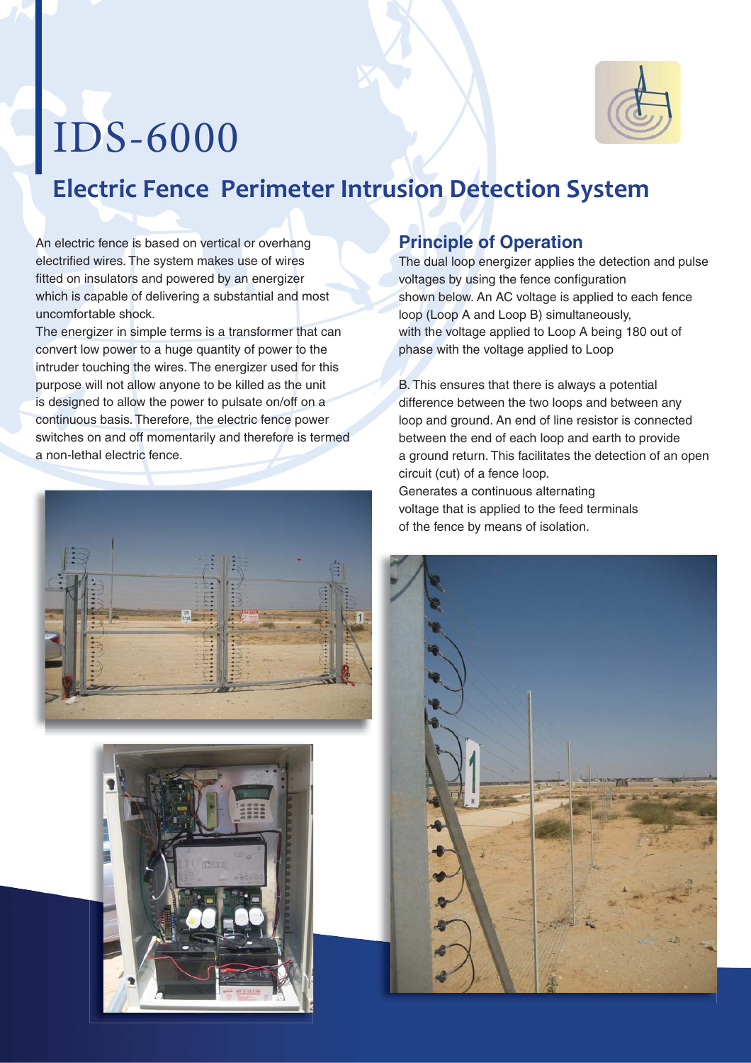# IDS-6000

## Electric Fence Perimeter Intrusion Detection System

An electric fence is based on vertical or overhang electrified wires. The system makes use of wires fitted on insulators and powered by an energizer which is capable of delivering a substantial and most uncomfortable shock.

The energizer in simple terms is a transformer that can convert low power to a huge quantity of power to the intruder touching the wires. The energizer used for this purpose will not allow anyone to be killed as the unit is designed to allow the power to pulsate on/off on a continuous basis. Therefore, the electric fence power switches on and off momentarily and therefore is termed a non-lethal electric fence.

### Principle of Operation

The dual loop energizer applies the detection and pulse voltages by using the fence configuration shown below. An AC voltage is applied to each fence loop (Loop A and Loop B) simultaneously, with the voltage applied to Loop A being 180 out of phase with the voltage applied to Loop

B. This ensures that there is always a potential difference between the two loops and between any loop and ground. An end of line resistor is connected between the end of each loop and earth to provide a ground return. This facilitates the detection of an open circuit (cut) of a fence loop.

Generates a continuous alternating voltage that is applied to the feed terminals of the fence by means of isolation.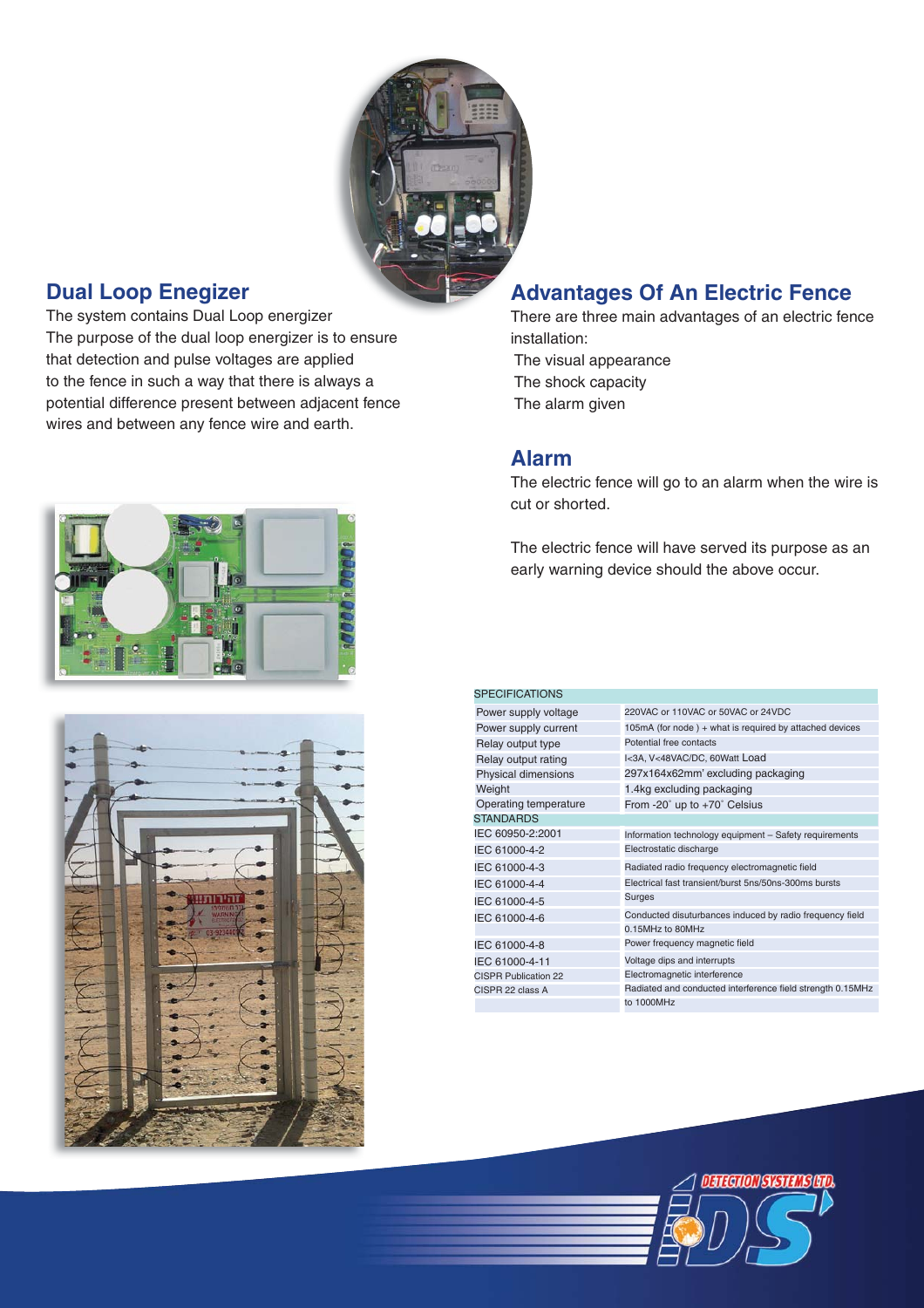## Dual Loop Enegizer

The system contains Dual Loop energizer
The purpose of the dual loop energizer is to ensure that detection and pulse voltages are applied to the fence in such a way that there is always a potential difference present between adjacent fence wires and between any fence wire and earth.

## Advantages Of An Electric Fence

There are three main advantages of an electric fence installation:

The visual appearance
The shock capacity
The alarm given

## Alarm

The electric fence will go to an alarm when the wire is cut or shorted.

The electric fence will have served its purpose as an early warning device should the above occur.

| SPECIFICATIONS | |
|---|---|
| Power supply voltage | 220VAC or 110VAC or 50VAC or 24VDC |
| Power supply current | 105mA (for node ) + what is required by attached devices |
| Relay output type | Potential free contacts |
| Relay output rating | I<3A, V<48VAC/DC, 60Watt Load |
| Physical dimensions | 297x164x62mm' excluding packaging |
| Weight | 1.4kg excluding packaging |
| Operating temperature | From -20˚ up to +70˚ Celsius |
| **STANDARDS** | |
| IEC 60950-2:2001 | Information technology equipment – Safety requirements |
| IEC 61000-4-2 | Electrostatic discharge |
| IEC 61000-4-3 | Radiated radio frequency electromagnetic field |
| IEC 61000-4-4 | Electrical fast transient/burst 5ns/50ns-300ms bursts |
| IEC 61000-4-5 | Surges |
| IEC 61000-4-6 | Conducted disuturbances induced by radio frequency field 0.15MHz to 80MHz |
| IEC 61000-4-8 | Power frequency magnetic field |
| IEC 61000-4-11 | Voltage dips and interrupts |
| CISPR Publication 22 | Electromagnetic interference |
| CISPR 22 class A | Radiated and conducted interference field strength 0.15MHz to 1000MHz |